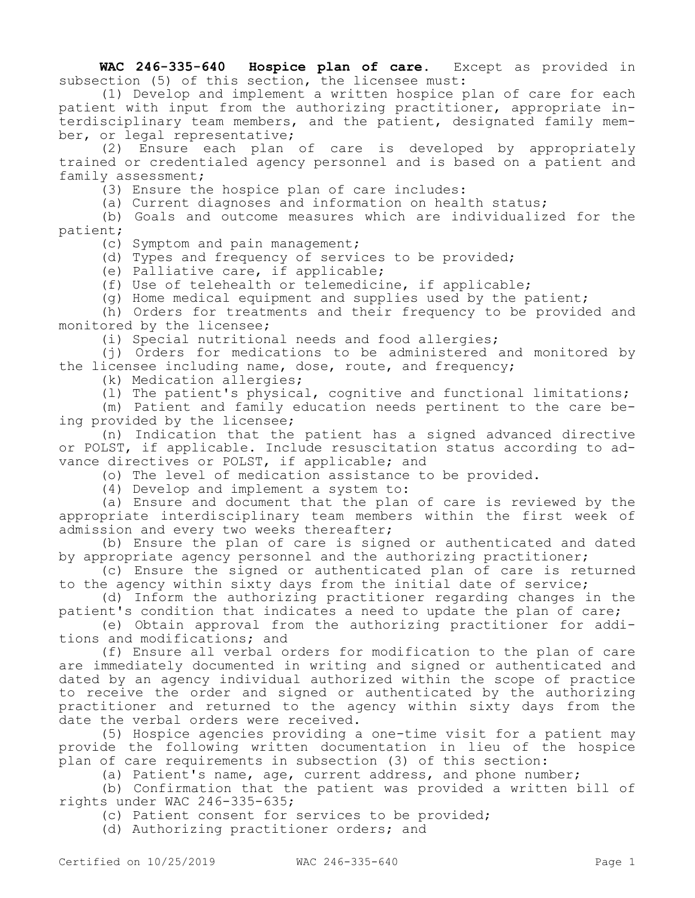**WAC 246-335-640 Hospice plan of care.** Except as provided in subsection (5) of this section, the licensee must:

(1) Develop and implement a written hospice plan of care for each patient with input from the authorizing practitioner, appropriate interdisciplinary team members, and the patient, designated family member, or legal representative;

(2) Ensure each plan of care is developed by appropriately trained or credentialed agency personnel and is based on a patient and family assessment;

(3) Ensure the hospice plan of care includes:

(a) Current diagnoses and information on health status;

(b) Goals and outcome measures which are individualized for the patient;

(c) Symptom and pain management;

(d) Types and frequency of services to be provided;

(e) Palliative care, if applicable;

(f) Use of telehealth or telemedicine, if applicable;

(g) Home medical equipment and supplies used by the patient;

(h) Orders for treatments and their frequency to be provided and monitored by the licensee;

(i) Special nutritional needs and food allergies;

(j) Orders for medications to be administered and monitored by the licensee including name, dose, route, and frequency;

(k) Medication allergies;

(l) The patient's physical, cognitive and functional limitations;

(m) Patient and family education needs pertinent to the care being provided by the licensee;

(n) Indication that the patient has a signed advanced directive or POLST, if applicable. Include resuscitation status according to advance directives or POLST, if applicable; and

(o) The level of medication assistance to be provided.

(4) Develop and implement a system to:

(a) Ensure and document that the plan of care is reviewed by the appropriate interdisciplinary team members within the first week of admission and every two weeks thereafter;

(b) Ensure the plan of care is signed or authenticated and dated by appropriate agency personnel and the authorizing practitioner;

(c) Ensure the signed or authenticated plan of care is returned to the agency within sixty days from the initial date of service;

(d) Inform the authorizing practitioner regarding changes in the patient's condition that indicates a need to update the plan of care;

(e) Obtain approval from the authorizing practitioner for additions and modifications; and

(f) Ensure all verbal orders for modification to the plan of care are immediately documented in writing and signed or authenticated and dated by an agency individual authorized within the scope of practice to receive the order and signed or authenticated by the authorizing practitioner and returned to the agency within sixty days from the date the verbal orders were received.

(5) Hospice agencies providing a one-time visit for a patient may provide the following written documentation in lieu of the hospice plan of care requirements in subsection (3) of this section:

(a) Patient's name, age, current address, and phone number;

(b) Confirmation that the patient was provided a written bill of rights under WAC 246-335-635;

(c) Patient consent for services to be provided;

(d) Authorizing practitioner orders; and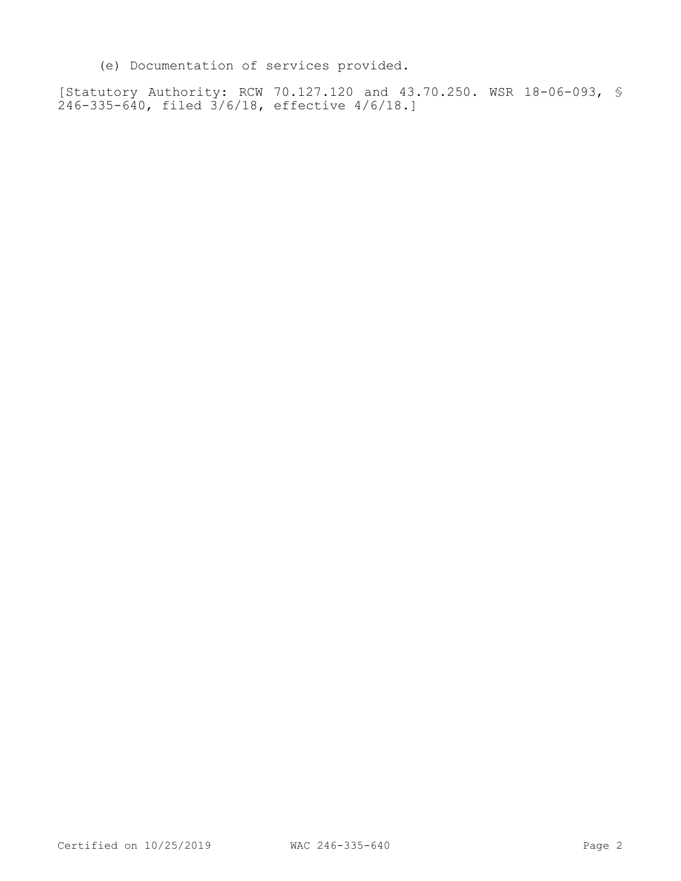(e) Documentation of services provided.

[Statutory Authority: RCW 70.127.120 and 43.70.250. WSR 18-06-093, § 246-335-640, filed 3/6/18, effective 4/6/18.]